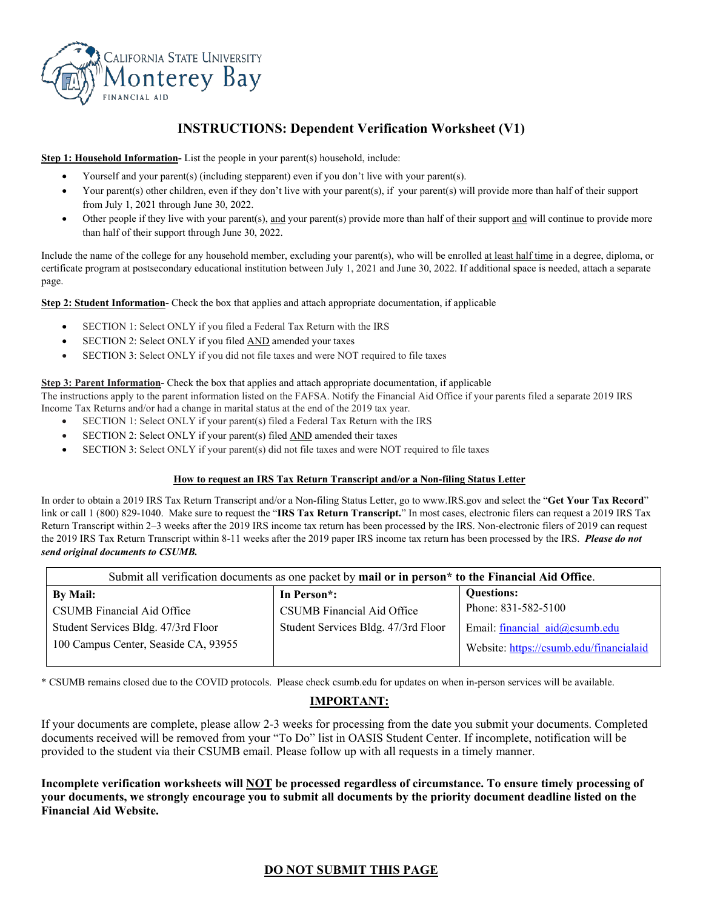California State University Monterey Bay
FINANCIAL AID

# INSTRUCTIONS: Dependent Verification Worksheet (V1)

**Step 1: Household Information-** List the people in your parent(s) household, include:

- Yourself and your parent(s) (including stepparent) even if you don't live with your parent(s).
- Your parent(s) other children, even if they don't live with your parent(s), if your parent(s) will provide more than half of their support from July 1, 2021 through June 30, 2022.
- Other people if they live with your parent(s), and your parent(s) provide more than half of their support and will continue to provide more than half of their support through June 30, 2022.

Include the name of the college for any household member, excluding your parent(s), who will be enrolled at least half time in a degree, diploma, or certificate program at postsecondary educational institution between July 1, 2021 and June 30, 2022. If additional space is needed, attach a separate page.

**Step 2: Student Information-** Check the box that applies and attach appropriate documentation, if applicable

- SECTION 1: Select ONLY if you filed a Federal Tax Return with the IRS
- SECTION 2: Select ONLY if you filed AND amended your taxes
- SECTION 3: Select ONLY if you did not file taxes and were NOT required to file taxes

**Step 3: Parent Information-** Check the box that applies and attach appropriate documentation, if applicable

The instructions apply to the parent information listed on the FAFSA. Notify the Financial Aid Office if your parents filed a separate 2019 IRS Income Tax Returns and/or had a change in marital status at the end of the 2019 tax year.

- SECTION 1: Select ONLY if your parent(s) filed a Federal Tax Return with the IRS
- SECTION 2: Select ONLY if your parent(s) filed AND amended their taxes
- SECTION 3: Select ONLY if your parent(s) did not file taxes and were NOT required to file taxes

**How to request an IRS Tax Return Transcript and/or a Non-filing Status Letter**

In order to obtain a 2019 IRS Tax Return Transcript and/or a Non-filing Status Letter, go to www.IRS.gov and select the "**Get Your Tax Record**" link or call 1 (800) 829-1040. Make sure to request the "**IRS Tax Return Transcript.**" In most cases, electronic filers can request a 2019 IRS Tax Return Transcript within 2–3 weeks after the 2019 IRS income tax return has been processed by the IRS. Non-electronic filers of 2019 can request the 2019 IRS Tax Return Transcript within 8-11 weeks after the 2019 paper IRS income tax return has been processed by the IRS. ***Please do not send original documents to CSUMB.***

| Submit all verification documents as one packet by **mail or in person\* to the Financial Aid Office**. | | |
|---|---|---|
| **By Mail:**<br>CSUMB Financial Aid Office<br>Student Services Bldg. 47/3rd Floor<br>100 Campus Center, Seaside CA, 93955 | **In Person\*:**<br>CSUMB Financial Aid Office<br>Student Services Bldg. 47/3rd Floor | **Questions:**<br>Phone: 831-582-5100<br>Email: financial_aid@csumb.edu<br>Website: https://csumb.edu/financialaid |

\* CSUMB remains closed due to the COVID protocols. Please check csumb.edu for updates on when in-person services will be available.

**IMPORTANT:**

If your documents are complete, please allow 2-3 weeks for processing from the date you submit your documents. Completed documents received will be removed from your "To Do" list in OASIS Student Center. If incomplete, notification will be provided to the student via their CSUMB email. Please follow up with all requests in a timely manner.

**Incomplete verification worksheets will NOT be processed regardless of circumstance. To ensure timely processing of your documents, we strongly encourage you to submit all documents by the priority document deadline listed on the Financial Aid Website.**

**DO NOT SUBMIT THIS PAGE**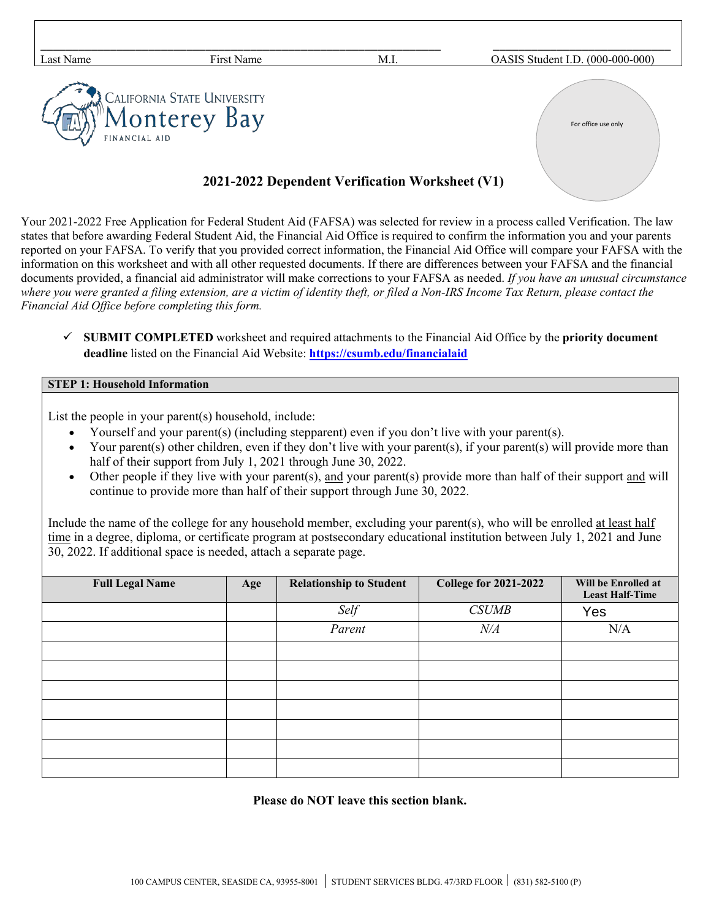| Last Name | First Name | M.I. | OASIS Student I.D. (000-000-000) |
|---|---|---|---|
| | | | |

CALIFORNIA STATE UNIVERSITY Monterey Bay FINANCIAL AID

For office use only

## 2021-2022 Dependent Verification Worksheet (V1)

Your 2021-2022 Free Application for Federal Student Aid (FAFSA) was selected for review in a process called Verification. The law states that before awarding Federal Student Aid, the Financial Aid Office is required to confirm the information you and your parents reported on your FAFSA. To verify that you provided correct information, the Financial Aid Office will compare your FAFSA with the information on this worksheet and with all other requested documents. If there are differences between your FAFSA and the financial documents provided, a financial aid administrator will make corrections to your FAFSA as needed. *If you have an unusual circumstance where you were granted a filing extension, are a victim of identity theft, or filed a Non-IRS Income Tax Return, please contact the Financial Aid Office before completing this form.*

- ✓ **SUBMIT COMPLETED** worksheet and required attachments to the Financial Aid Office by the **priority document deadline** listed on the Financial Aid Website: **https://csumb.edu/financialaid**

### STEP 1: Household Information

List the people in your parent(s) household, include:

- Yourself and your parent(s) (including stepparent) even if you don't live with your parent(s).
- Your parent(s) other children, even if they don't live with your parent(s), if your parent(s) will provide more than half of their support from July 1, 2021 through June 30, 2022.
- Other people if they live with your parent(s), and your parent(s) provide more than half of their support and will continue to provide more than half of their support through June 30, 2022.

Include the name of the college for any household member, excluding your parent(s), who will be enrolled at least half time in a degree, diploma, or certificate program at postsecondary educational institution between July 1, 2021 and June 30, 2022. If additional space is needed, attach a separate page.

| Full Legal Name | Age | Relationship to Student | College for 2021-2022 | Will be Enrolled at Least Half-Time |
|---|---|---|---|---|
| | | *Self* | *CSUMB* | Yes |
| | | *Parent* | *N/A* | N/A |
| | | | | |
| | | | | |
| | | | | |
| | | | | |
| | | | | |
| | | | | |
| | | | | |

**Please do NOT leave this section blank.**

100 CAMPUS CENTER, SEASIDE CA, 93955-8001 | STUDENT SERVICES BLDG. 47/3RD FLOOR | (831) 582-5100 (P)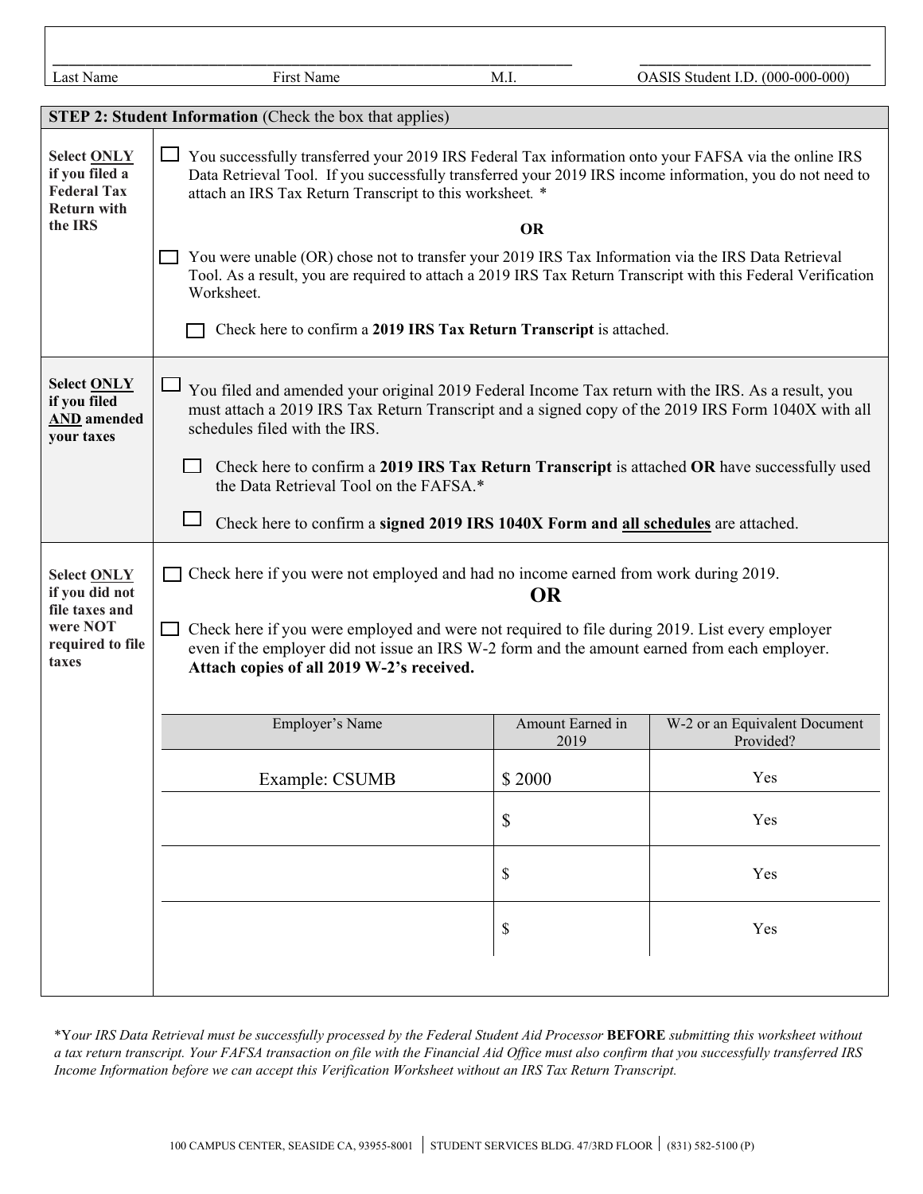| Last Name | First Name | M.I. | OASIS Student I.D. (000-000-000) |
|---|---|---|---|
| | | | |

| **STEP 2: Student Information** (Check the box that applies) | |
|---|---|
| **Select ONLY if you filed a Federal Tax Return with the IRS** | ☐ You successfully transferred your 2019 IRS Federal Tax information onto your FAFSA via the online IRS Data Retrieval Tool. If you successfully transferred your 2019 IRS income information, you do not need to attach an IRS Tax Return Transcript to this worksheet. * <br><br> **OR** <br><br> ☐ You were unable (OR) chose not to transfer your 2019 IRS Tax Information via the IRS Data Retrieval Tool. As a result, you are required to attach a 2019 IRS Tax Return Transcript with this Federal Verification Worksheet. <br><br> ☐ Check here to confirm a **2019 IRS Tax Return Transcript** is attached. |
| **Select ONLY if you filed AND amended your taxes** | ☐ You filed and amended your original 2019 Federal Income Tax return with the IRS. As a result, you must attach a 2019 IRS Tax Return Transcript and a signed copy of the 2019 IRS Form 1040X with all schedules filed with the IRS. <br><br> ☐ Check here to confirm a **2019 IRS Tax Return Transcript** is attached **OR** have successfully used the Data Retrieval Tool on the FAFSA.* <br><br> ☐ Check here to confirm a **signed 2019 IRS 1040X Form and all schedules** are attached. |
| **Select ONLY if you did not file taxes and were NOT required to file taxes** | ☐ Check here if you were not employed and had no income earned from work during 2019. <br><br> **OR** <br><br> ☐ Check here if you were employed and were not required to file during 2019. List every employer even if the employer did not issue an IRS W-2 form and the amount earned from each employer. **Attach copies of all 2019 W-2's received.** |

| Employer's Name | Amount Earned in 2019 | W-2 or an Equivalent Document Provided? |
|---|---|---|
| Example: CSUMB | $ 2000 | Yes |
| | $ | Yes |
| | $ | Yes |
| | $ | Yes |

**Y*our IRS Data Retrieval must be successfully processed by the Federal Student Aid Processor* **BEFORE** *submitting this worksheet without a tax return transcript. Your FAFSA transaction on file with the Financial Aid Office must also confirm that you successfully transferred IRS Income Information before we can accept this Verification Worksheet without an IRS Tax Return Transcript.*

100 CAMPUS CENTER, SEASIDE CA, 93955-8001 | STUDENT SERVICES BLDG. 47/3RD FLOOR | (831) 582-5100 (P)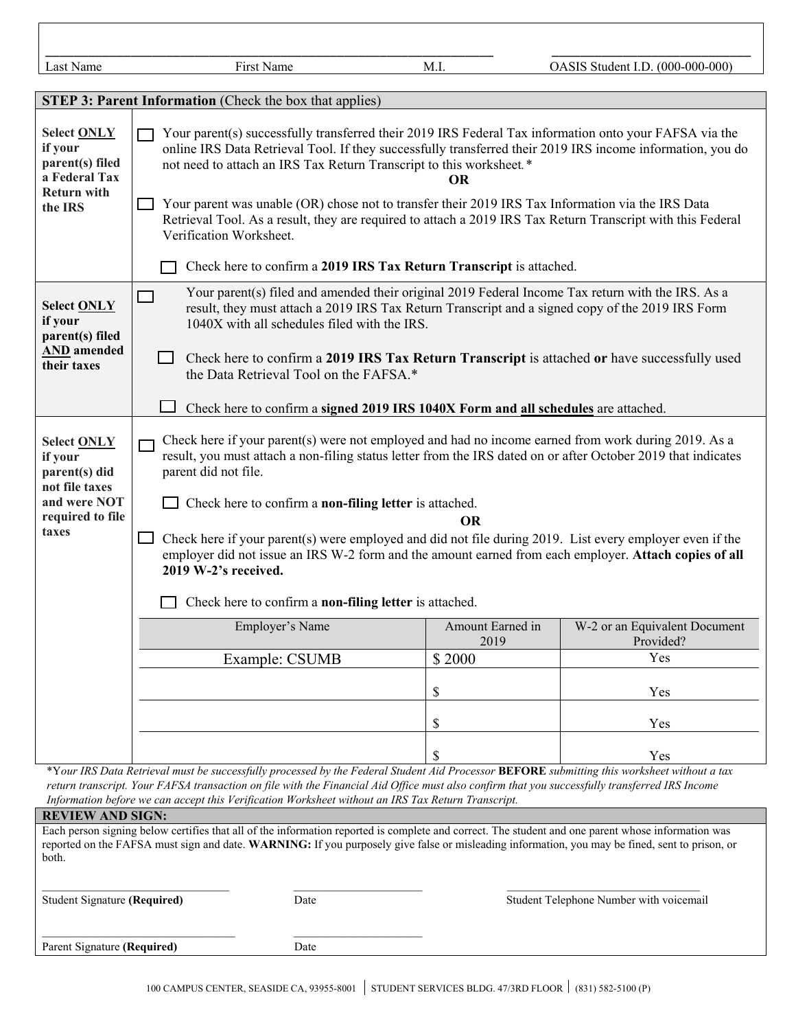| Last Name | First Name | M.I. | OASIS Student I.D. (000-000-000) |
|---|---|---|---|
| | | | |

## STEP 3: Parent Information (Check the box that applies)

**Select ONLY if your parent(s) filed a Federal Tax Return with the IRS**

☐ Your parent(s) successfully transferred their 2019 IRS Federal Tax information onto your FAFSA via the online IRS Data Retrieval Tool. If they successfully transferred their 2019 IRS income information, you do not need to attach an IRS Tax Return Transcript to this worksheet.*

**OR**

☐ Your parent was unable (OR) chose not to transfer their 2019 IRS Tax Information via the IRS Data Retrieval Tool. As a result, they are required to attach a 2019 IRS Tax Return Transcript with this Federal Verification Worksheet.

☐ Check here to confirm a **2019 IRS Tax Return Transcript** is attached.

**Select ONLY if your parent(s) filed AND amended their taxes**

☐ Your parent(s) filed and amended their original 2019 Federal Income Tax return with the IRS. As a result, they must attach a 2019 IRS Tax Return Transcript and a signed copy of the 2019 IRS Form 1040X with all schedules filed with the IRS.

☐ Check here to confirm a **2019 IRS Tax Return Transcript** is attached **or** have successfully used the Data Retrieval Tool on the FAFSA.*

☐ Check here to confirm a **signed 2019 IRS 1040X Form and all schedules** are attached.

**Select ONLY if your parent(s) did not file taxes and were NOT required to file taxes**

☐ Check here if your parent(s) were not employed and had no income earned from work during 2019. As a result, you must attach a non-filing status letter from the IRS dated on or after October 2019 that indicates parent did not file.

☐ Check here to confirm a **non-filing letter** is attached.

**OR**

☐ Check here if your parent(s) were employed and did not file during 2019. List every employer even if the employer did not issue an IRS W-2 form and the amount earned from each employer. **Attach copies of all 2019 W-2's received.**

☐ Check here to confirm a **non-filing letter** is attached.

| Employer's Name | Amount Earned in 2019 | W-2 or an Equivalent Document Provided? |
|---|---|---|
| Example: CSUMB | $ 2000 | Yes |
| | $ | Yes |
| | $ | Yes |
| | $ | Yes |

**Y*our IRS Data Retrieval must be successfully processed by the Federal Student Aid Processor* **BEFORE** *submitting this worksheet without a tax return transcript. Your FAFSA transaction on file with the Financial Aid Office must also confirm that you successfully transferred IRS Income Information before we can accept this Verification Worksheet without an IRS Tax Return Transcript.*

## REVIEW AND SIGN:

Each person signing below certifies that all of the information reported is complete and correct. The student and one parent whose information was reported on the FAFSA must sign and date. **WARNING:** If you purposely give false or misleading information, you may be fined, sent to prison, or both.

| | | |
|---|---|---|
| Student Signature **(Required)** | Date | Student Telephone Number with voicemail |
| Parent Signature **(Required)** | Date | |

100 CAMPUS CENTER, SEASIDE CA, 93955-8001 | STUDENT SERVICES BLDG. 47/3RD FLOOR | (831) 582-5100 (P)